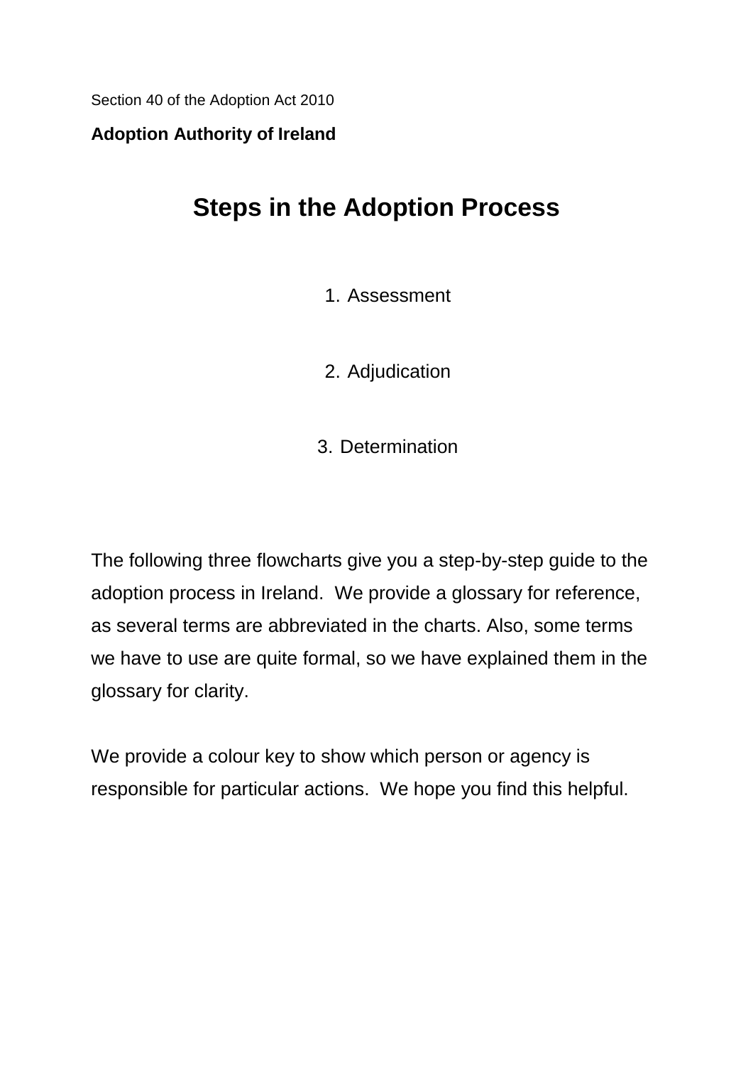Section 40 of the Adoption Act 2010

**Adoption Authority of Ireland**

# Steps in the Adoption Process

1. Assessment

2. Adjudication

3. Determination

The following three flowcharts give you a step-by-step guide to the adoption process in Ireland. We provide a glossary for reference, as several terms are abbreviated in the charts. Also, some terms we have to use are quite formal, so we have explained them in the glossary for clarity.

We provide a colour key to show which person or agency is responsible for particular actions. We hope you find this helpful.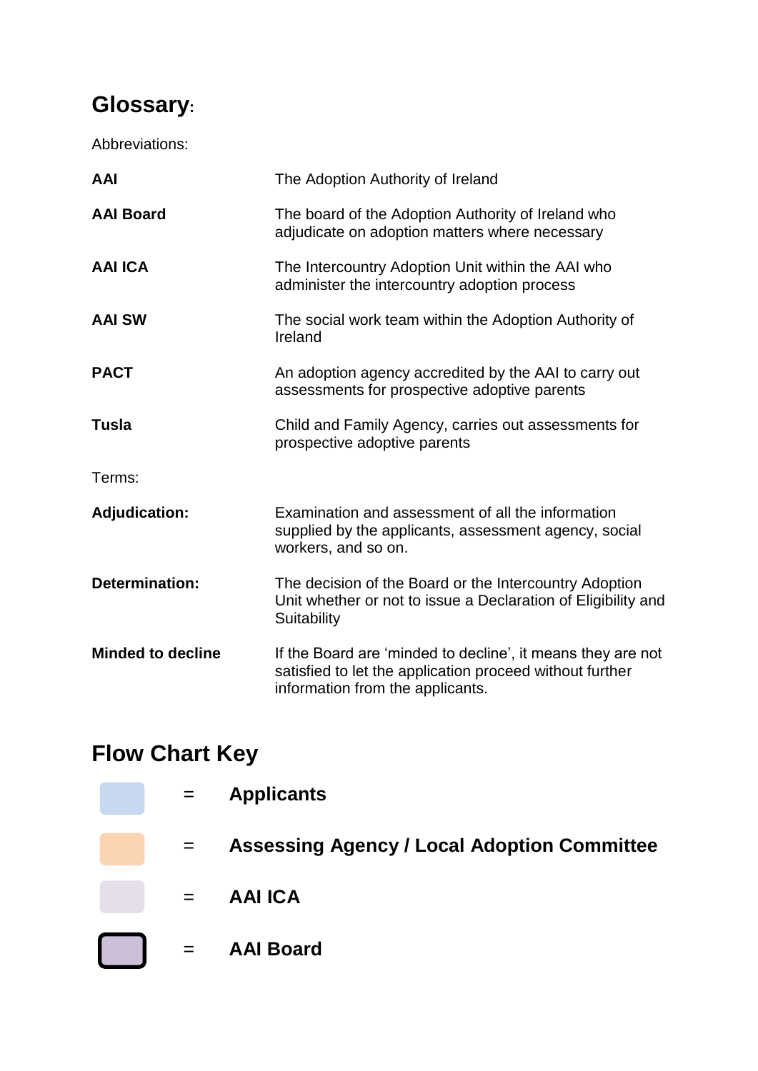## Glossary:

Abbreviations:

| | |
|---|---|
| **AAI** | The Adoption Authority of Ireland |
| **AAI Board** | The board of the Adoption Authority of Ireland who adjudicate on adoption matters where necessary |
| **AAI ICA** | The Intercountry Adoption Unit within the AAI who administer the intercountry adoption process |
| **AAI SW** | The social work team within the Adoption Authority of Ireland |
| **PACT** | An adoption agency accredited by the AAI to carry out assessments for prospective adoptive parents |
| **Tusla** | Child and Family Agency, carries out assessments for prospective adoptive parents |

Terms:

| | |
|---|---|
| **Adjudication:** | Examination and assessment of all the information supplied by the applicants, assessment agency, social workers, and so on. |
| **Determination:** | The decision of the Board or the Intercountry Adoption Unit whether or not to issue a Declaration of Eligibility and Suitability |
| **Minded to decline** | If the Board are 'minded to decline', it means they are not satisfied to let the application proceed without further information from the applicants. |

## Flow Chart Key

= **Applicants**

= **Assessing Agency / Local Adoption Committee**

= **AAI ICA**

= **AAI Board**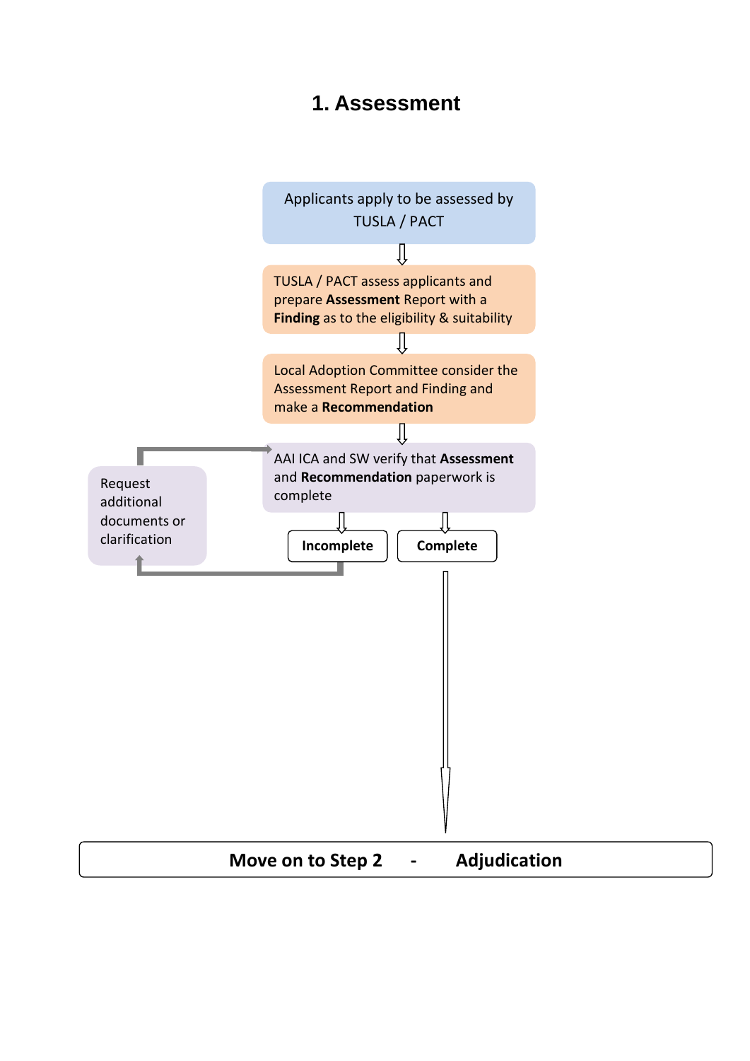# 1. Assessment

Applicants apply to be assessed by TUSLA / PACT

⇩

TUSLA / PACT assess applicants and prepare **Assessment** Report with a **Finding** as to the eligibility & suitability

⇩

Local Adoption Committee consider the Assessment Report and Finding and make a **Recommendation**

⇩

AAI ICA and SW verify that **Assessment** and **Recommendation** paperwork is complete

- **Incomplete** → Request additional documents or clarification → (return to verification step)
- **Complete** → Move on to Step 2

**Move on to Step 2 - Adjudication**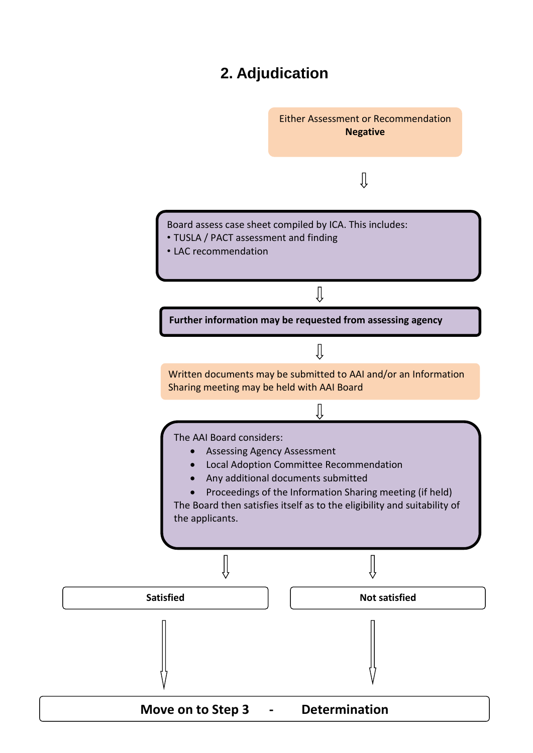## 2. Adjudication

Either Assessment or Recommendation **Negative**

⇩

Board assess case sheet compiled by ICA. This includes:

- TUSLA / PACT assessment and finding
- LAC recommendation

⇩

**Further information may be requested from assessing agency**

⇩

Written documents may be submitted to AAI and/or an Information Sharing meeting may be held with AAI Board

⇩

The AAI Board considers:

- Assessing Agency Assessment
- Local Adoption Committee Recommendation
- Any additional documents submitted
- Proceedings of the Information Sharing meeting (if held)

The Board then satisfies itself as to the eligibility and suitability of the applicants.

⇩ ⇩

**Satisfied** | **Not satisfied**

⇩ ⇩

**Move on to Step 3 - Determination**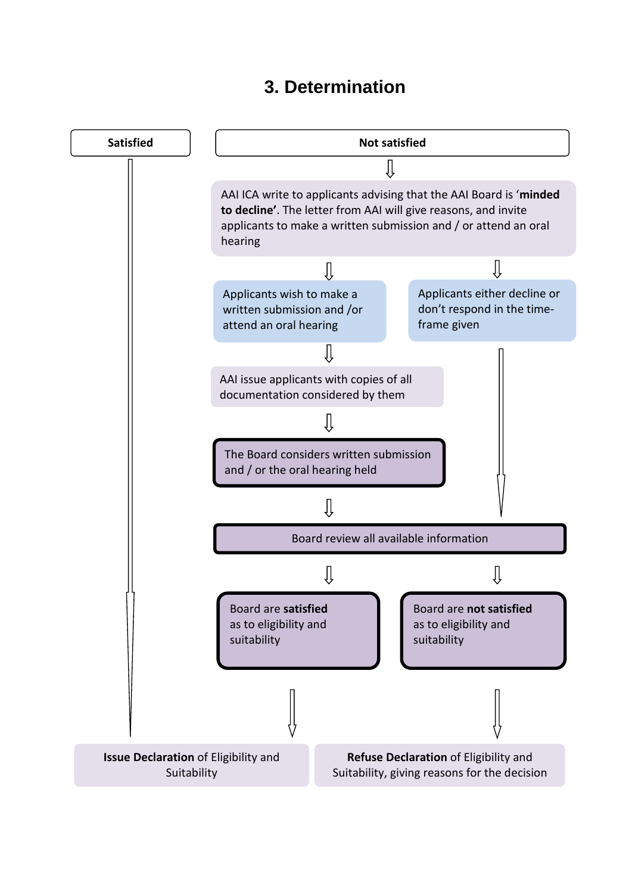# 3. Determination

**Satisfied**

**Not satisfied**

AAI ICA write to applicants advising that the AAI Board is '**minded to decline'**. The letter from AAI will give reasons, and invite applicants to make a written submission and / or attend an oral hearing

Applicants wish to make a written submission and /or attend an oral hearing

Applicants either decline or don't respond in the time-frame given

AAI issue applicants with copies of all documentation considered by them

The Board considers written submission and / or the oral hearing held

Board review all available information

Board are **satisfied** as to eligibility and suitability

Board are **not satisfied** as to eligibility and suitability

**Issue Declaration** of Eligibility and Suitability

**Refuse Declaration** of Eligibility and Suitability, giving reasons for the decision